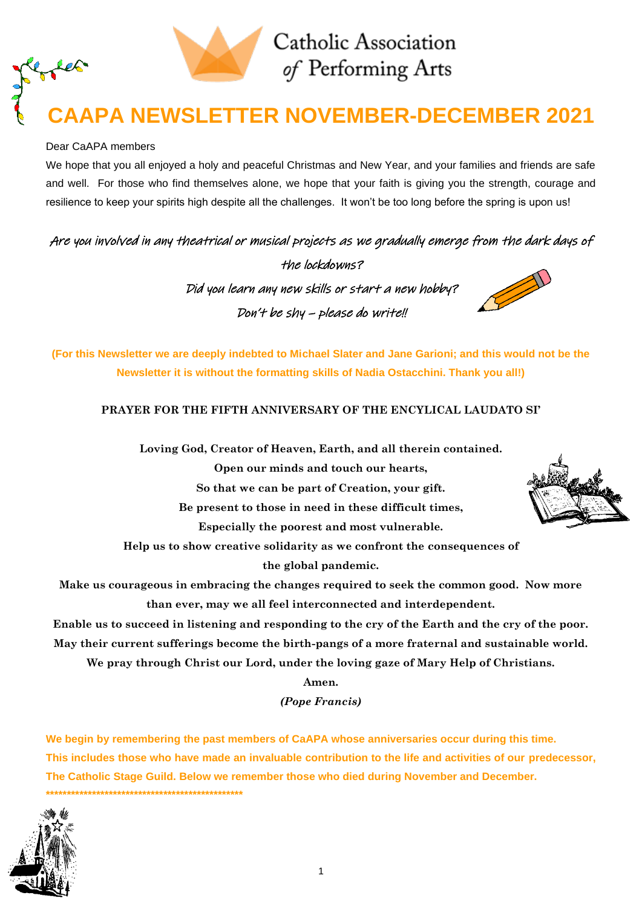Catholic Association of Performing Arts

# CAAPA NEWSLETTER NOVEMBER-DECEMBER 2021

Dear CaAPA members

We hope that you all enjoyed a holy and peaceful Christmas and New Year, and your families and friends are safe and well. For those who find themselves alone, we hope that your faith is giving you the strength, courage and resilience to keep your spirits high despite all the challenges. It won't be too long before the spring is upon us!

*Are you involved in any theatrical or musical projects as we gradually emerge from the dark days of the lockdowns?*

*Did you learn any new skills or start a new hobby?*

*Don't be shy – please do write!!*

**(For this Newsletter we are deeply indebted to Michael Slater and Jane Garioni; and this would not be the Newsletter it is without the formatting skills of Nadia Ostacchini. Thank you all!)**

**PRAYER FOR THE FIFTH ANNIVERSARY OF THE ENCYLICAL LAUDATO SI'**

**Loving God, Creator of Heaven, Earth, and all therein contained.**
**Open our minds and touch our hearts,**
**So that we can be part of Creation, your gift.**
**Be present to those in need in these difficult times,**
**Especially the poorest and most vulnerable.**
**Help us to show creative solidarity as we confront the consequences of the global pandemic.**
**Make us courageous in embracing the changes required to seek the common good. Now more than ever, may we all feel interconnected and interdependent.**
**Enable us to succeed in listening and responding to the cry of the Earth and the cry of the poor.**
**May their current sufferings become the birth-pangs of a more fraternal and sustainable world.**
**We pray through Christ our Lord, under the loving gaze of Mary Help of Christians.**
**Amen.**
***(Pope Francis)***

**We begin by remembering the past members of CaAPA whose anniversaries occur during this time. This includes those who have made an invaluable contribution to the life and activities of our predecessor, The Catholic Stage Guild. Below we remember those who died during November and December.**

**************************************************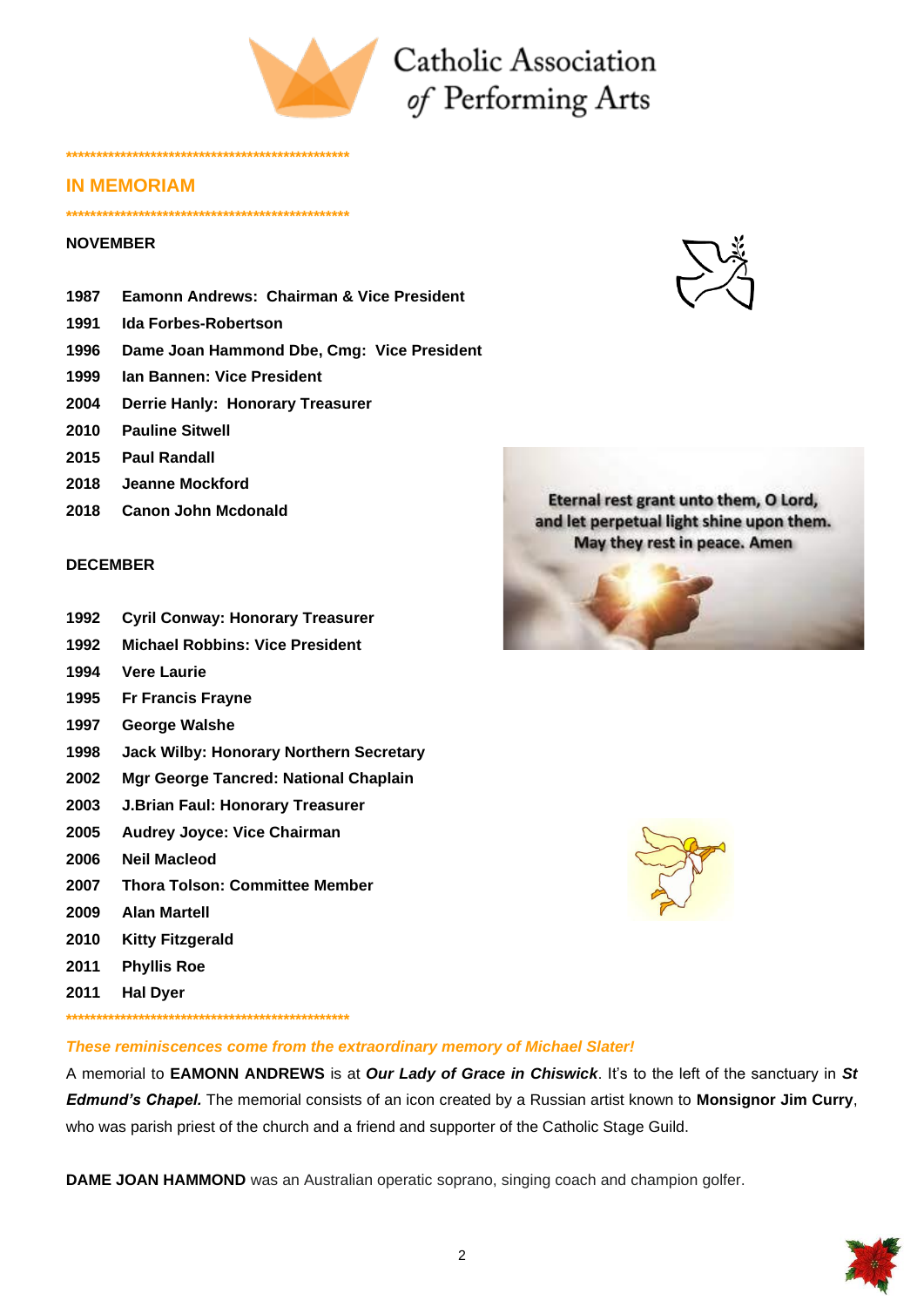Catholic Association of Performing Arts

\*\*\*\*\*\*\*\*\*\*\*\*\*\*\*\*\*\*\*\*\*\*\*\*\*\*\*\*\*\*\*\*\*\*\*\*\*\*\*\*\*\*\*\*\*\*\*\*\*\*\*\*

## IN MEMORIAM

\*\*\*\*\*\*\*\*\*\*\*\*\*\*\*\*\*\*\*\*\*\*\*\*\*\*\*\*\*\*\*\*\*\*\*\*\*\*\*\*\*\*\*\*\*\*\*\*\*\*\*\*

**NOVEMBER**

**1987 Eamonn Andrews: Chairman & Vice President**
**1991 Ida Forbes-Robertson**
**1996 Dame Joan Hammond Dbe, Cmg: Vice President**
**1999 Ian Bannen: Vice President**
**2004 Derrie Hanly: Honorary Treasurer**
**2010 Pauline Sitwell**
**2015 Paul Randall**
**2018 Jeanne Mockford**
**2018 Canon John Mcdonald**

Eternal rest grant unto them, O Lord,
and let perpetual light shine upon them.
May they rest in peace. Amen

**DECEMBER**

**1992 Cyril Conway: Honorary Treasurer**
**1992 Michael Robbins: Vice President**
**1994 Vere Laurie**
**1995 Fr Francis Frayne**
**1997 George Walshe**
**1998 Jack Wilby: Honorary Northern Secretary**
**2002 Mgr George Tancred: National Chaplain**
**2003 J.Brian Faul: Honorary Treasurer**
**2005 Audrey Joyce: Vice Chairman**
**2006 Neil Macleod**
**2007 Thora Tolson: Committee Member**
**2009 Alan Martell**
**2010 Kitty Fitzgerald**
**2011 Phyllis Roe**
**2011 Hal Dyer**

\*\*\*\*\*\*\*\*\*\*\*\*\*\*\*\*\*\*\*\*\*\*\*\*\*\*\*\*\*\*\*\*\*\*\*\*\*\*\*\*\*\*\*\*\*\*\*\*\*\*\*\*

***These reminiscences come from the extraordinary memory of Michael Slater!***

A memorial to **EAMONN ANDREWS** is at ***Our Lady of Grace in Chiswick***. It's to the left of the sanctuary in ***St Edmund's Chapel.*** The memorial consists of an icon created by a Russian artist known to **Monsignor Jim Curry**, who was parish priest of the church and a friend and supporter of the Catholic Stage Guild.

**DAME JOAN HAMMOND** was an Australian operatic soprano, singing coach and champion golfer.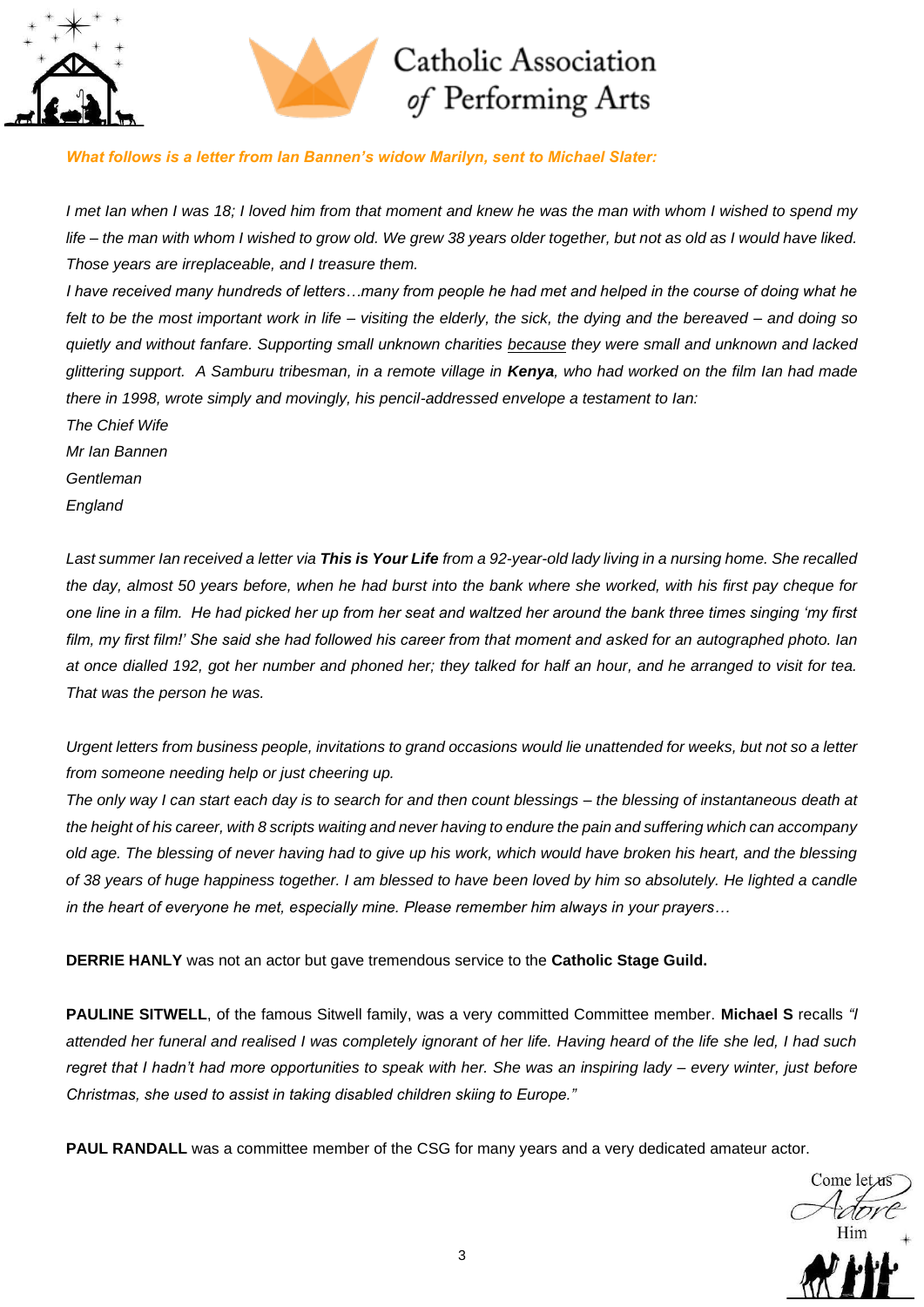***What follows is a letter from Ian Bannen's widow Marilyn, sent to Michael Slater:***

*I met Ian when I was 18; I loved him from that moment and knew he was the man with whom I wished to spend my life – the man with whom I wished to grow old. We grew 38 years older together, but not as old as I would have liked. Those years are irreplaceable, and I treasure them.*

*I have received many hundreds of letters…many from people he had met and helped in the course of doing what he felt to be the most important work in life – visiting the elderly, the sick, the dying and the bereaved – and doing so quietly and without fanfare. Supporting small unknown charities <u>because</u> they were small and unknown and lacked glittering support. A Samburu tribesman, in a remote village in **Kenya**, who had worked on the film Ian had made there in 1998, wrote simply and movingly, his pencil-addressed envelope a testament to Ian:*

*The Chief Wife*
*Mr Ian Bannen*
*Gentleman*
*England*

*Last summer Ian received a letter via **This is Your Life** from a 92-year-old lady living in a nursing home. She recalled the day, almost 50 years before, when he had burst into the bank where she worked, with his first pay cheque for one line in a film. He had picked her up from her seat and waltzed her around the bank three times singing 'my first film, my first film!' She said she had followed his career from that moment and asked for an autographed photo. Ian at once dialled 192, got her number and phoned her; they talked for half an hour, and he arranged to visit for tea. That was the person he was.*

*Urgent letters from business people, invitations to grand occasions would lie unattended for weeks, but not so a letter from someone needing help or just cheering up.*

*The only way I can start each day is to search for and then count blessings – the blessing of instantaneous death at the height of his career, with 8 scripts waiting and never having to endure the pain and suffering which can accompany old age. The blessing of never having had to give up his work, which would have broken his heart, and the blessing of 38 years of huge happiness together. I am blessed to have been loved by him so absolutely. He lighted a candle in the heart of everyone he met, especially mine. Please remember him always in your prayers…*

**DERRIE HANLY** was not an actor but gave tremendous service to the **Catholic Stage Guild.**

**PAULINE SITWELL**, of the famous Sitwell family, was a very committed Committee member. **Michael S** recalls *"I attended her funeral and realised I was completely ignorant of her life. Having heard of the life she led, I had such regret that I hadn't had more opportunities to speak with her. She was an inspiring lady – every winter, just before Christmas, she used to assist in taking disabled children skiing to Europe."*

**PAUL RANDALL** was a committee member of the CSG for many years and a very dedicated amateur actor.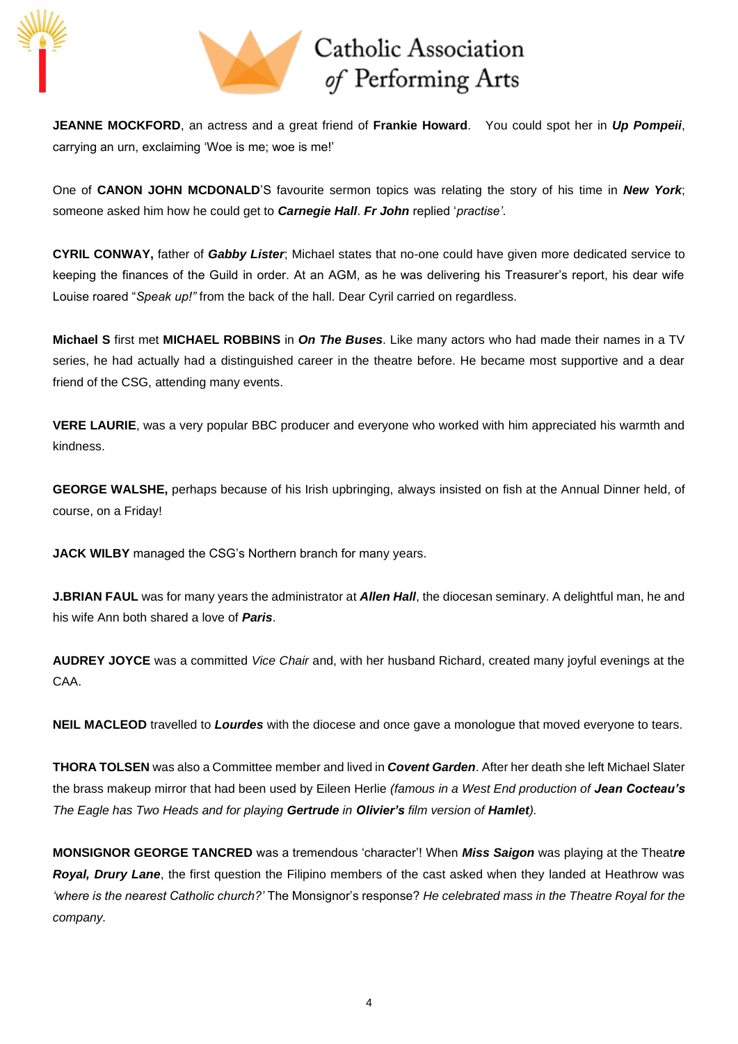**JEANNE MOCKFORD**, an actress and a great friend of **Frankie Howard**. You could spot her in ***Up Pompeii***, carrying an urn, exclaiming 'Woe is me; woe is me!'

One of **CANON JOHN MCDONALD**'S favourite sermon topics was relating the story of his time in ***New York***; someone asked him how he could get to ***Carnegie Hall***. ***Fr John*** replied '*practise'*.

**CYRIL CONWAY,** father of ***Gabby Lister***; Michael states that no-one could have given more dedicated service to keeping the finances of the Guild in order. At an AGM, as he was delivering his Treasurer's report, his dear wife Louise roared "*Speak up!"* from the back of the hall. Dear Cyril carried on regardless.

**Michael S** first met **MICHAEL ROBBINS** in ***On The Buses***. Like many actors who had made their names in a TV series, he had actually had a distinguished career in the theatre before. He became most supportive and a dear friend of the CSG, attending many events.

**VERE LAURIE**, was a very popular BBC producer and everyone who worked with him appreciated his warmth and kindness.

**GEORGE WALSHE,** perhaps because of his Irish upbringing, always insisted on fish at the Annual Dinner held, of course, on a Friday!

**JACK WILBY** managed the CSG's Northern branch for many years.

**J.BRIAN FAUL** was for many years the administrator at ***Allen Hall***, the diocesan seminary. A delightful man, he and his wife Ann both shared a love of ***Paris***.

**AUDREY JOYCE** was a committed *Vice Chair* and, with her husband Richard, created many joyful evenings at the CAA.

**NEIL MACLEOD** travelled to ***Lourdes*** with the diocese and once gave a monologue that moved everyone to tears.

**THORA TOLSEN** was also a Committee member and lived in ***Covent Garden***. After her death she left Michael Slater the brass makeup mirror that had been used by Eileen Herlie *(famous in a West End production of **Jean Cocteau's** The Eagle has Two Heads and for playing **Gertrude** in **Olivier's** film version of **Hamlet**).*

**MONSIGNOR GEORGE TANCRED** was a tremendous 'character'! When ***Miss Saigon*** was playing at the Theat***re Royal, Drury Lane***, the first question the Filipino members of the cast asked when they landed at Heathrow was *'where is the nearest Catholic church?'* The Monsignor's response? *He celebrated mass in the Theatre Royal for the company.*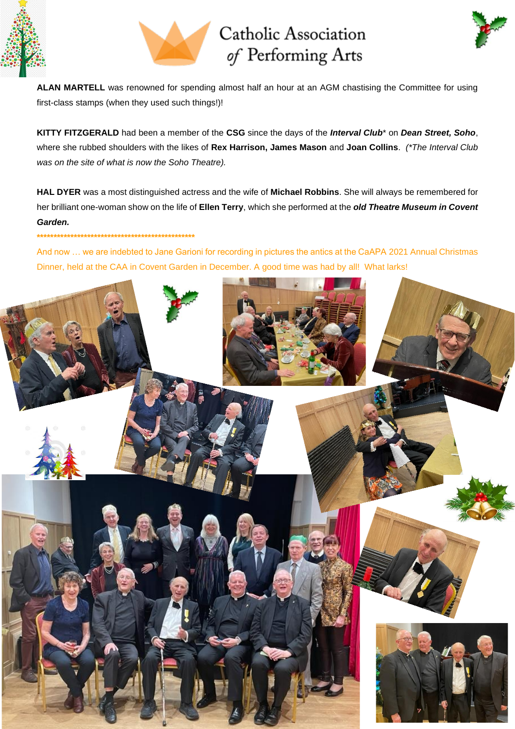**ALAN MARTELL** was renowned for spending almost half an hour at an AGM chastising the Committee for using first-class stamps (when they used such things!)!

**KITTY FITZGERALD** had been a member of the **CSG** since the days of the ***Interval Club**** on ***Dean Street, Soho***, where she rubbed shoulders with the likes of **Rex Harrison, James Mason** and **Joan Collins**. *(*The Interval Club was on the site of what is now the Soho Theatre).*

**HAL DYER** was a most distinguished actress and the wife of **Michael Robbins**. She will always be remembered for her brilliant one-woman show on the life of **Ellen Terry**, which she performed at the ***old Theatre Museum in Covent Garden.***

**************************************************

And now … we are indebted to Jane Garioni for recording in pictures the antics at the CaAPA 2021 Annual Christmas Dinner, held at the CAA in Covent Garden in December. A good time was had by all! What larks!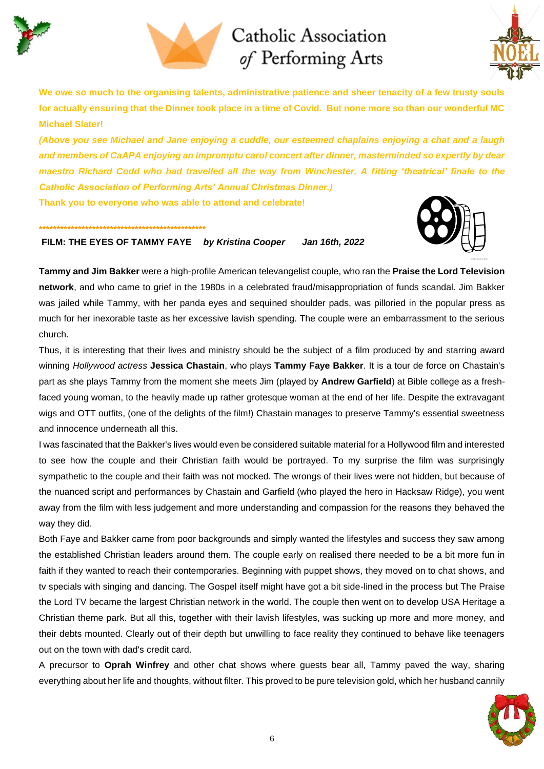**We owe so much to the organising talents, administrative patience and sheer tenacity of a few trusty souls for actually ensuring that the Dinner took place in a time of Covid. But none more so than our wonderful MC Michael Slater!**

***(Above you see Michael and Jane enjoying a cuddle, our esteemed chaplains enjoying a chat and a laugh and members of CaAPA enjoying an impromptu carol concert after dinner, masterminded so expertly by dear maestro Richard Codd who had travelled all the way from Winchester. A fitting 'theatrical' finale to the Catholic Association of Performing Arts' Annual Christmas Dinner.)***

**Thank you to everyone who was able to attend and celebrate!**

**\*\*\*\*\*\*\*\*\*\*\*\*\*\*\*\*\*\*\*\*\*\*\*\*\*\*\*\*\*\*\*\*\*\*\*\*\*\*\*\*\*\*\*\*\*\*\*\*\*\*\***

**FILM: THE EYES OF TAMMY FAYE** ***by Kristina Cooper Jan 16th, 2022***

**Tammy and Jim Bakker** were a high-profile American televangelist couple, who ran the **Praise the Lord Television network**, and who came to grief in the 1980s in a celebrated fraud/misappropriation of funds scandal. Jim Bakker was jailed while Tammy, with her panda eyes and sequined shoulder pads, was pilloried in the popular press as much for her inexorable taste as her excessive lavish spending. The couple were an embarrassment to the serious church.

Thus, it is interesting that their lives and ministry should be the subject of a film produced by and starring award winning *Hollywood actress* **Jessica Chastain**, who plays **Tammy Faye Bakker**. It is a tour de force on Chastain's part as she plays Tammy from the moment she meets Jim (played by **Andrew Garfield**) at Bible college as a fresh-faced young woman, to the heavily made up rather grotesque woman at the end of her life. Despite the extravagant wigs and OTT outfits, (one of the delights of the film!) Chastain manages to preserve Tammy's essential sweetness and innocence underneath all this.

I was fascinated that the Bakker's lives would even be considered suitable material for a Hollywood film and interested to see how the couple and their Christian faith would be portrayed. To my surprise the film was surprisingly sympathetic to the couple and their faith was not mocked. The wrongs of their lives were not hidden, but because of the nuanced script and performances by Chastain and Garfield (who played the hero in Hacksaw Ridge), you went away from the film with less judgement and more understanding and compassion for the reasons they behaved the way they did.

Both Faye and Bakker came from poor backgrounds and simply wanted the lifestyles and success they saw among the established Christian leaders around them. The couple early on realised there needed to be a bit more fun in faith if they wanted to reach their contemporaries. Beginning with puppet shows, they moved on to chat shows, and tv specials with singing and dancing. The Gospel itself might have got a bit side-lined in the process but The Praise the Lord TV became the largest Christian network in the world. The couple then went on to develop USA Heritage a Christian theme park. But all this, together with their lavish lifestyles, was sucking up more and more money, and their debts mounted. Clearly out of their depth but unwilling to face reality they continued to behave like teenagers out on the town with dad's credit card.

A precursor to **Oprah Winfrey** and other chat shows where guests bear all, Tammy paved the way, sharing everything about her life and thoughts, without filter. This proved to be pure television gold, which her husband cannily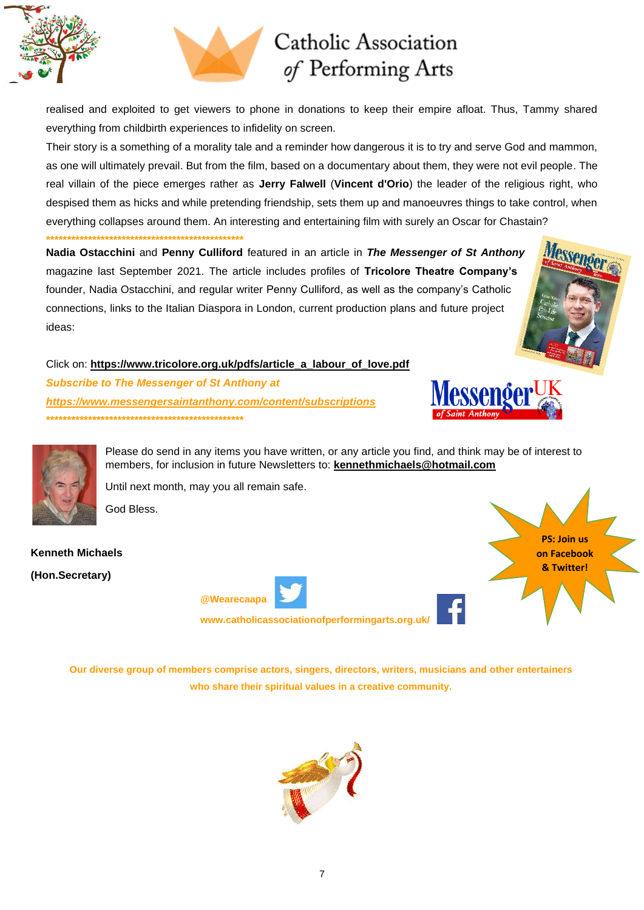realised and exploited to get viewers to phone in donations to keep their empire afloat. Thus, Tammy shared everything from childbirth experiences to infidelity on screen.

Their story is a something of a morality tale and a reminder how dangerous it is to try and serve God and mammon, as one will ultimately prevail. But from the film, based on a documentary about them, they were not evil people. The real villain of the piece emerges rather as **Jerry Falwell** (**Vincent d'Orio**) the leader of the religious right, who despised them as hicks and while pretending friendship, sets them up and manoeuvres things to take control, when everything collapses around them. An interesting and entertaining film with surely an Oscar for Chastain?

****************************************************

**Nadia Ostacchini** and **Penny Culliford** featured in an article in ***The Messenger of St Anthony*** magazine last September 2021. The article includes profiles of **Tricolore Theatre Company's** founder, Nadia Ostacchini, and regular writer Penny Culliford, as well as the company's Catholic connections, links to the Italian Diaspora in London, current production plans and future project ideas:

Click on: **https://www.tricolore.org.uk/pdfs/article_a_labour_of_love.pdf**

***Subscribe to The Messenger of St Anthony at***

***https://www.messengersaintanthony.com/content/subscriptions***

****************************************************

Please do send in any items you have written, or any article you find, and think may be of interest to members, for inclusion in future Newsletters to: **kennethmichaels@hotmail.com**

Until next month, may you all remain safe.

God Bless.

**Kenneth Michaels**

**(Hon.Secretary)**

**PS: Join us on Facebook & Twitter!**

**@Wearecaapa**

**www.catholicassociationofperformingarts.org.uk/**

**Our diverse group of members comprise actors, singers, directors, writers, musicians and other entertainers who share their spiritual values in a creative community.**